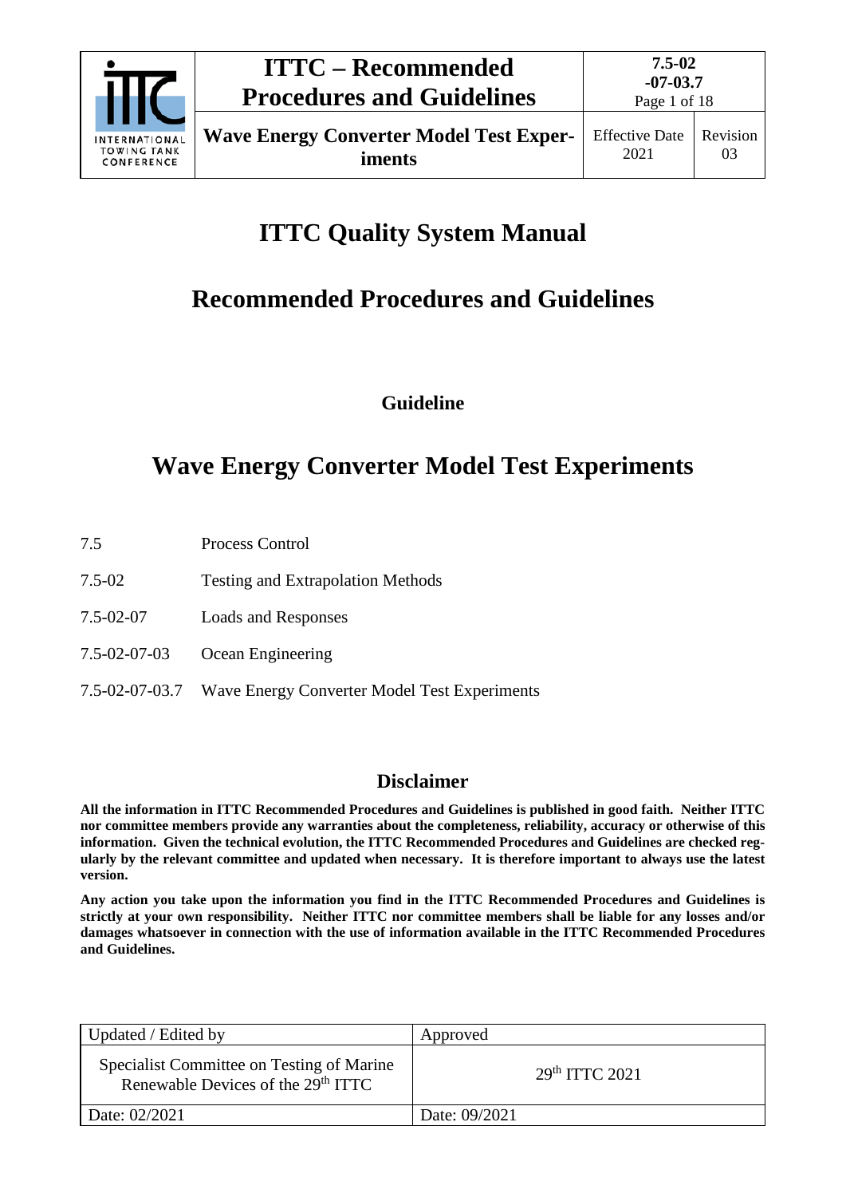# ITTC Quality System Manual

## Recommended Procedures and Guidelines

### Guideline

# Wave Energy Converter Model Test Experiments

| | |
|---|---|
| 7.5 | Process Control |
| 7.5-02 | Testing and Extrapolation Methods |
| 7.5-02-07 | Loads and Responses |
| 7.5-02-07-03 | Ocean Engineering |
| 7.5-02-07-03.7 | Wave Energy Converter Model Test Experiments |

## Disclaimer

**All the information in ITTC Recommended Procedures and Guidelines is published in good faith. Neither ITTC nor committee members provide any warranties about the completeness, reliability, accuracy or otherwise of this information. Given the technical evolution, the ITTC Recommended Procedures and Guidelines are checked regularly by the relevant committee and updated when necessary. It is therefore important to always use the latest version.**

**Any action you take upon the information you find in the ITTC Recommended Procedures and Guidelines is strictly at your own responsibility. Neither ITTC nor committee members shall be liable for any losses and/or damages whatsoever in connection with the use of information available in the ITTC Recommended Procedures and Guidelines.**

| Updated / Edited by | Approved |
|---|---|
| Specialist Committee on Testing of Marine Renewable Devices of the 29th ITTC | 29th ITTC 2021 |
| Date: 02/2021 | Date: 09/2021 |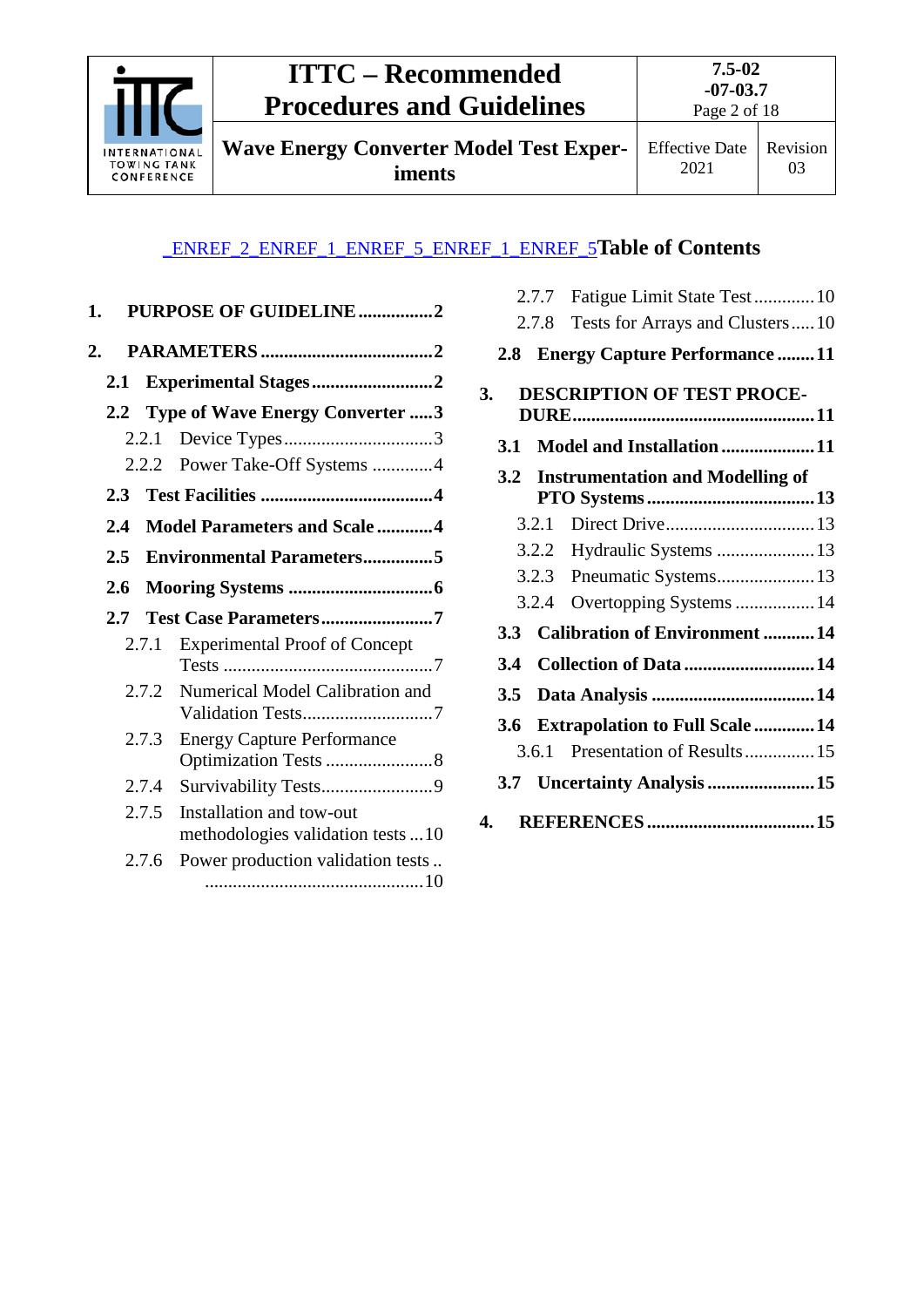_ENREF_2_ENREF_1_ENREF_5_ENREF_1_ENREF_5**Table of Contents**

**1. PURPOSE OF GUIDELINE ................2**

**2. PARAMETERS .....................................2**

**2.1 Experimental Stages ..........................2**

**2.2 Type of Wave Energy Converter .....3**

2.2.1 Device Types................................3

2.2.2 Power Take-Off Systems .............4

**2.3 Test Facilities .....................................4**

**2.4 Model Parameters and Scale ............4**

**2.5 Environmental Parameters...............5**

**2.6 Mooring Systems ...............................6**

**2.7 Test Case Parameters........................7**

2.7.1 Experimental Proof of Concept Tests .............................................7

2.7.2 Numerical Model Calibration and Validation Tests............................7

2.7.3 Energy Capture Performance Optimization Tests .......................8

2.7.4 Survivability Tests........................9

2.7.5 Installation and tow-out methodologies validation tests ...10

2.7.6 Power production validation tests .. ...............................................10

2.7.7 Fatigue Limit State Test .............10

2.7.8 Tests for Arrays and Clusters.....10

**2.8 Energy Capture Performance ........11**

**3. DESCRIPTION OF TEST PROCEDURE....................................................11**

**3.1 Model and Installation ....................11**

**3.2 Instrumentation and Modelling of PTO Systems ....................................13**

3.2.1 Direct Drive................................13

3.2.2 Hydraulic Systems .....................13

3.2.3 Pneumatic Systems.....................13

3.2.4 Overtopping Systems .................14

**3.3 Calibration of Environment ...........14**

**3.4 Collection of Data ............................14**

**3.5 Data Analysis ...................................14**

**3.6 Extrapolation to Full Scale .............14**

3.6.1 Presentation of Results...............15

**3.7 Uncertainty Analysis .......................15**

**4. REFERENCES ....................................15**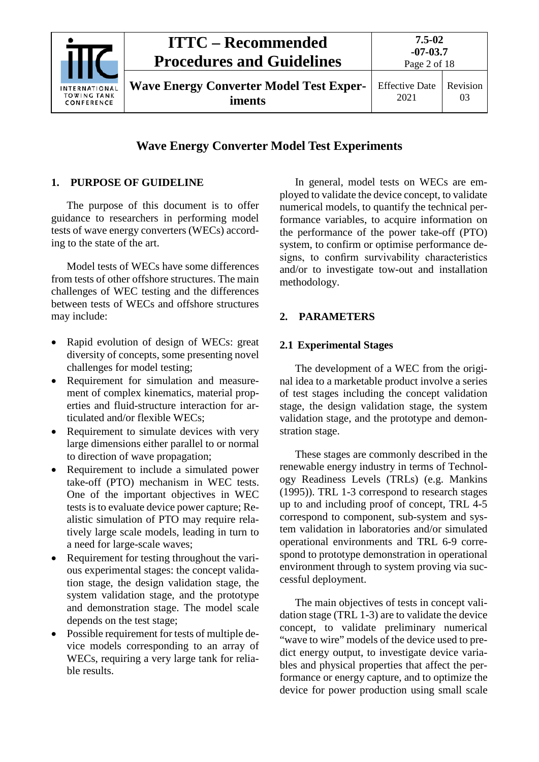# Wave Energy Converter Model Test Experiments

## 1. PURPOSE OF GUIDELINE

The purpose of this document is to offer guidance to researchers in performing model tests of wave energy converters (WECs) according to the state of the art.

Model tests of WECs have some differences from tests of other offshore structures. The main challenges of WEC testing and the differences between tests of WECs and offshore structures may include:

- Rapid evolution of design of WECs: great diversity of concepts, some presenting novel challenges for model testing;
- Requirement for simulation and measurement of complex kinematics, material properties and fluid-structure interaction for articulated and/or flexible WECs;
- Requirement to simulate devices with very large dimensions either parallel to or normal to direction of wave propagation;
- Requirement to include a simulated power take-off (PTO) mechanism in WEC tests. One of the important objectives in WEC tests is to evaluate device power capture; Realistic simulation of PTO may require relatively large scale models, leading in turn to a need for large-scale waves;
- Requirement for testing throughout the various experimental stages: the concept validation stage, the design validation stage, the system validation stage, and the prototype and demonstration stage. The model scale depends on the test stage;
- Possible requirement for tests of multiple device models corresponding to an array of WECs, requiring a very large tank for reliable results.

In general, model tests on WECs are employed to validate the device concept, to validate numerical models, to quantify the technical performance variables, to acquire information on the performance of the power take-off (PTO) system, to confirm or optimise performance designs, to confirm survivability characteristics and/or to investigate tow-out and installation methodology.

## 2. PARAMETERS

### 2.1 Experimental Stages

The development of a WEC from the original idea to a marketable product involve a series of test stages including the concept validation stage, the design validation stage, the system validation stage, and the prototype and demonstration stage.

These stages are commonly described in the renewable energy industry in terms of Technology Readiness Levels (TRLs) (e.g. Mankins (1995)). TRL 1-3 correspond to research stages up to and including proof of concept, TRL 4-5 correspond to component, sub-system and system validation in laboratories and/or simulated operational environments and TRL 6-9 correspond to prototype demonstration in operational environment through to system proving via successful deployment.

The main objectives of tests in concept validation stage (TRL 1-3) are to validate the device concept, to validate preliminary numerical "wave to wire" models of the device used to predict energy output, to investigate device variables and physical properties that affect the performance or energy capture, and to optimize the device for power production using small scale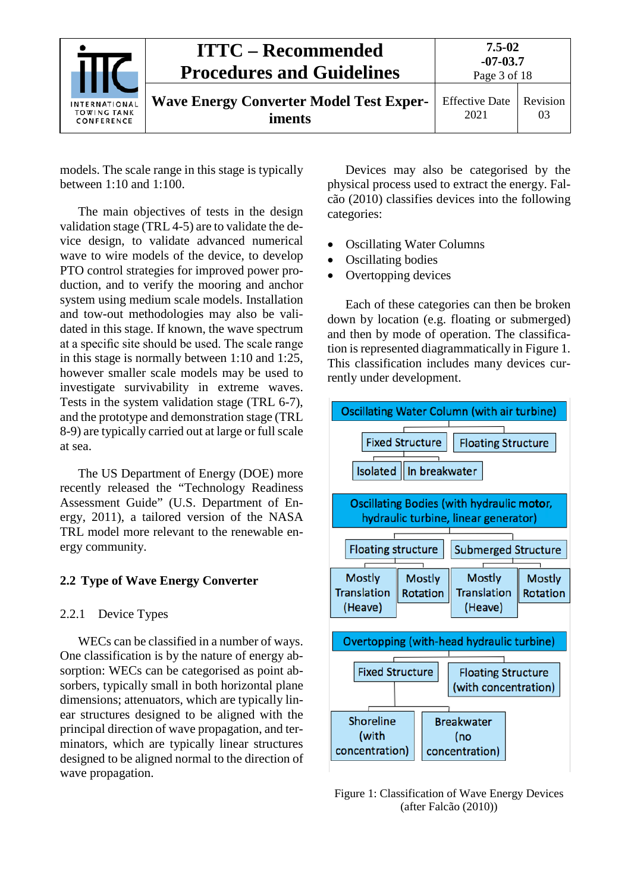models. The scale range in this stage is typically between 1:10 and 1:100.

The main objectives of tests in the design validation stage (TRL 4-5) are to validate the device design, to validate advanced numerical wave to wire models of the device, to develop PTO control strategies for improved power production, and to verify the mooring and anchor system using medium scale models. Installation and tow-out methodologies may also be validated in this stage. If known, the wave spectrum at a specific site should be used. The scale range in this stage is normally between 1:10 and 1:25, however smaller scale models may be used to investigate survivability in extreme waves. Tests in the system validation stage (TRL 6-7), and the prototype and demonstration stage (TRL 8-9) are typically carried out at large or full scale at sea.

The US Department of Energy (DOE) more recently released the "Technology Readiness Assessment Guide" (U.S. Department of Energy, 2011), a tailored version of the NASA TRL model more relevant to the renewable energy community.

## 2.2 Type of Wave Energy Converter

### 2.2.1 Device Types

WECs can be classified in a number of ways. One classification is by the nature of energy absorption: WECs can be categorised as point absorbers, typically small in both horizontal plane dimensions; attenuators, which are typically linear structures designed to be aligned with the principal direction of wave propagation, and terminators, which are typically linear structures designed to be aligned normal to the direction of wave propagation.

Devices may also be categorised by the physical process used to extract the energy. Falcão (2010) classifies devices into the following categories:

- Oscillating Water Columns
- Oscillating bodies
- Overtopping devices

Each of these categories can then be broken down by location (e.g. floating or submerged) and then by mode of operation. The classification is represented diagrammatically in Figure 1. This classification includes many devices currently under development.

- Oscillating Water Column (with air turbine)
  - Fixed Structure
    - Isolated
    - In breakwater
  - Floating Structure
- Oscillating Bodies (with hydraulic motor, hydraulic turbine, linear generator)
  - Floating structure
    - Mostly Translation (Heave)
    - Mostly Rotation
  - Submerged Structure
    - Mostly Translation (Heave)
    - Mostly Rotation
- Overtopping (with-head hydraulic turbine)
  - Fixed Structure
    - Shoreline (with concentration)
    - Breakwater (no concentration)
  - Floating Structure (with concentration)

Figure 1: Classification of Wave Energy Devices (after Falcão (2010))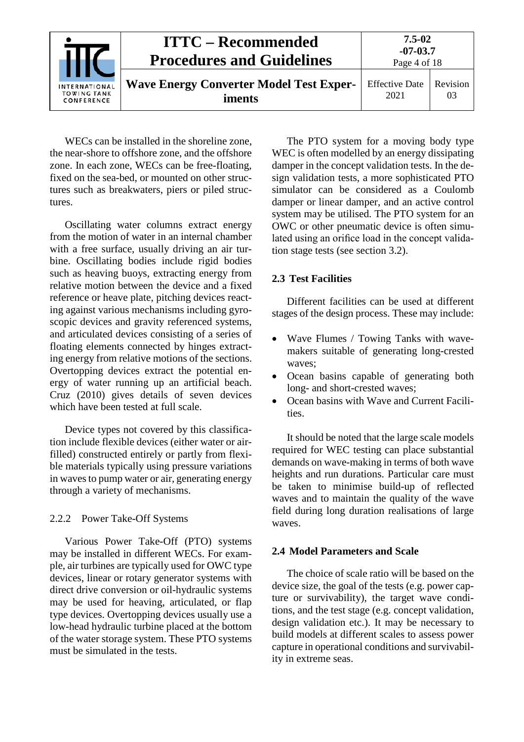WECs can be installed in the shoreline zone, the near-shore to offshore zone, and the offshore zone. In each zone, WECs can be free-floating, fixed on the sea-bed, or mounted on other structures such as breakwaters, piers or piled structures.

Oscillating water columns extract energy from the motion of water in an internal chamber with a free surface, usually driving an air turbine. Oscillating bodies include rigid bodies such as heaving buoys, extracting energy from relative motion between the device and a fixed reference or heave plate, pitching devices reacting against various mechanisms including gyroscopic devices and gravity referenced systems, and articulated devices consisting of a series of floating elements connected by hinges extracting energy from relative motions of the sections. Overtopping devices extract the potential energy of water running up an artificial beach. Cruz (2010) gives details of seven devices which have been tested at full scale.

Device types not covered by this classification include flexible devices (either water or air-filled) constructed entirely or partly from flexible materials typically using pressure variations in waves to pump water or air, generating energy through a variety of mechanisms.

### 2.2.2 Power Take-Off Systems

Various Power Take-Off (PTO) systems may be installed in different WECs. For example, air turbines are typically used for OWC type devices, linear or rotary generator systems with direct drive conversion or oil-hydraulic systems may be used for heaving, articulated, or flap type devices. Overtopping devices usually use a low-head hydraulic turbine placed at the bottom of the water storage system. These PTO systems must be simulated in the tests.

The PTO system for a moving body type WEC is often modelled by an energy dissipating damper in the concept validation tests. In the design validation tests, a more sophisticated PTO simulator can be considered as a Coulomb damper or linear damper, and an active control system may be utilised. The PTO system for an OWC or other pneumatic device is often simulated using an orifice load in the concept validation stage tests (see section 3.2).

## 2.3 Test Facilities

Different facilities can be used at different stages of the design process. These may include:

- Wave Flumes / Towing Tanks with wave-makers suitable of generating long-crested waves;
- Ocean basins capable of generating both long- and short-crested waves;
- Ocean basins with Wave and Current Facilities.

It should be noted that the large scale models required for WEC testing can place substantial demands on wave-making in terms of both wave heights and run durations. Particular care must be taken to minimise build-up of reflected waves and to maintain the quality of the wave field during long duration realisations of large waves.

## 2.4 Model Parameters and Scale

The choice of scale ratio will be based on the device size, the goal of the tests (e.g. power capture or survivability), the target wave conditions, and the test stage (e.g. concept validation, design validation etc.). It may be necessary to build models at different scales to assess power capture in operational conditions and survivability in extreme seas.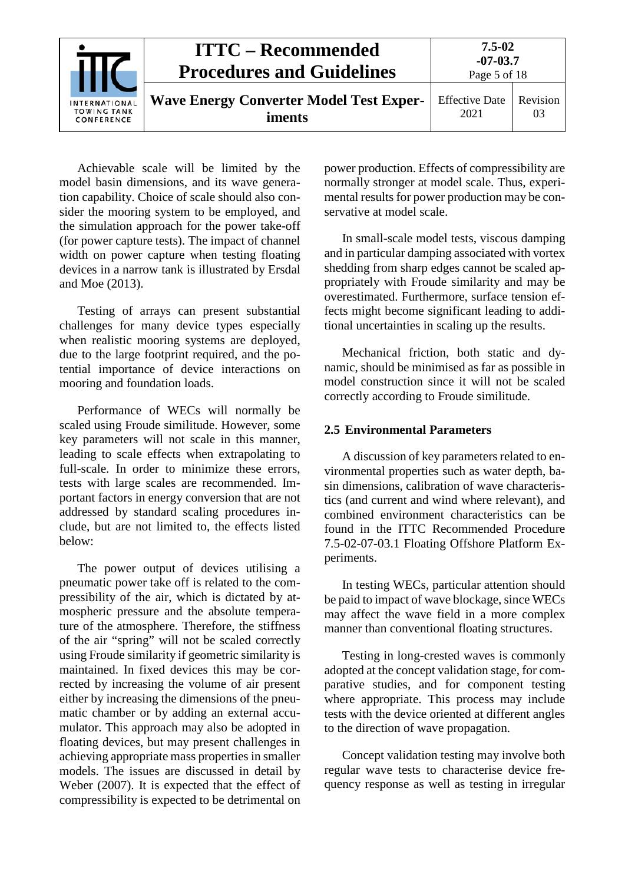Achievable scale will be limited by the model basin dimensions, and its wave generation capability. Choice of scale should also consider the mooring system to be employed, and the simulation approach for the power take-off (for power capture tests). The impact of channel width on power capture when testing floating devices in a narrow tank is illustrated by Ersdal and Moe (2013).

Testing of arrays can present substantial challenges for many device types especially when realistic mooring systems are deployed, due to the large footprint required, and the potential importance of device interactions on mooring and foundation loads.

Performance of WECs will normally be scaled using Froude similitude. However, some key parameters will not scale in this manner, leading to scale effects when extrapolating to full-scale. In order to minimize these errors, tests with large scales are recommended. Important factors in energy conversion that are not addressed by standard scaling procedures include, but are not limited to, the effects listed below:

The power output of devices utilising a pneumatic power take off is related to the compressibility of the air, which is dictated by atmospheric pressure and the absolute temperature of the atmosphere. Therefore, the stiffness of the air "spring" will not be scaled correctly using Froude similarity if geometric similarity is maintained. In fixed devices this may be corrected by increasing the volume of air present either by increasing the dimensions of the pneumatic chamber or by adding an external accumulator. This approach may also be adopted in floating devices, but may present challenges in achieving appropriate mass properties in smaller models. The issues are discussed in detail by Weber (2007). It is expected that the effect of compressibility is expected to be detrimental on power production. Effects of compressibility are normally stronger at model scale. Thus, experimental results for power production may be conservative at model scale.

In small-scale model tests, viscous damping and in particular damping associated with vortex shedding from sharp edges cannot be scaled appropriately with Froude similarity and may be overestimated. Furthermore, surface tension effects might become significant leading to additional uncertainties in scaling up the results.

Mechanical friction, both static and dynamic, should be minimised as far as possible in model construction since it will not be scaled correctly according to Froude similitude.

## 2.5 Environmental Parameters

A discussion of key parameters related to environmental properties such as water depth, basin dimensions, calibration of wave characteristics (and current and wind where relevant), and combined environment characteristics can be found in the ITTC Recommended Procedure 7.5-02-07-03.1 Floating Offshore Platform Experiments.

In testing WECs, particular attention should be paid to impact of wave blockage, since WECs may affect the wave field in a more complex manner than conventional floating structures.

Testing in long-crested waves is commonly adopted at the concept validation stage, for comparative studies, and for component testing where appropriate. This process may include tests with the device oriented at different angles to the direction of wave propagation.

Concept validation testing may involve both regular wave tests to characterise device frequency response as well as testing in irregular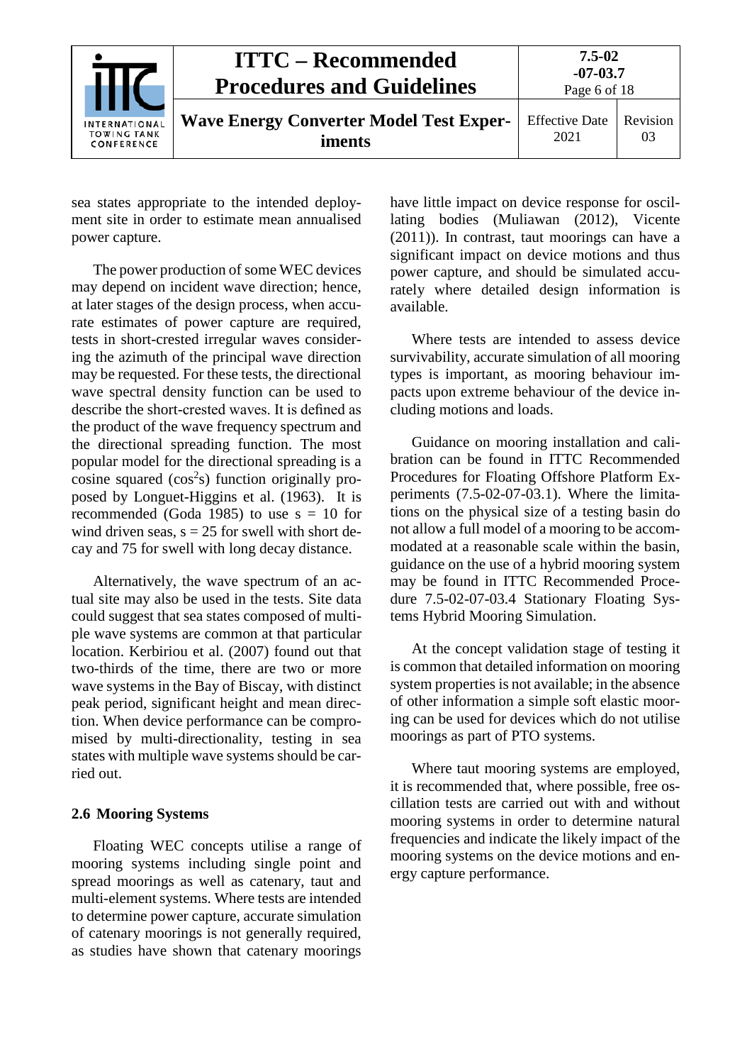sea states appropriate to the intended deployment site in order to estimate mean annualised power capture.

The power production of some WEC devices may depend on incident wave direction; hence, at later stages of the design process, when accurate estimates of power capture are required, tests in short-crested irregular waves considering the azimuth of the principal wave direction may be requested. For these tests, the directional wave spectral density function can be used to describe the short-crested waves. It is defined as the product of the wave frequency spectrum and the directional spreading function. The most popular model for the directional spreading is a cosine squared ($\cos^2 s$) function originally proposed by Longuet-Higgins et al. (1963). It is recommended (Goda 1985) to use s = 10 for wind driven seas, s = 25 for swell with short decay and 75 for swell with long decay distance.

Alternatively, the wave spectrum of an actual site may also be used in the tests. Site data could suggest that sea states composed of multiple wave systems are common at that particular location. Kerbiriou et al. (2007) found out that two-thirds of the time, there are two or more wave systems in the Bay of Biscay, with distinct peak period, significant height and mean direction. When device performance can be compromised by multi-directionality, testing in sea states with multiple wave systems should be carried out.

### 2.6 Mooring Systems

Floating WEC concepts utilise a range of mooring systems including single point and spread moorings as well as catenary, taut and multi-element systems. Where tests are intended to determine power capture, accurate simulation of catenary moorings is not generally required, as studies have shown that catenary moorings have little impact on device response for oscillating bodies (Muliawan (2012), Vicente (2011)). In contrast, taut moorings can have a significant impact on device motions and thus power capture, and should be simulated accurately where detailed design information is available.

Where tests are intended to assess device survivability, accurate simulation of all mooring types is important, as mooring behaviour impacts upon extreme behaviour of the device including motions and loads.

Guidance on mooring installation and calibration can be found in ITTC Recommended Procedures for Floating Offshore Platform Experiments (7.5-02-07-03.1). Where the limitations on the physical size of a testing basin do not allow a full model of a mooring to be accommodated at a reasonable scale within the basin, guidance on the use of a hybrid mooring system may be found in ITTC Recommended Procedure 7.5-02-07-03.4 Stationary Floating Systems Hybrid Mooring Simulation.

At the concept validation stage of testing it is common that detailed information on mooring system properties is not available; in the absence of other information a simple soft elastic mooring can be used for devices which do not utilise moorings as part of PTO systems.

Where taut mooring systems are employed, it is recommended that, where possible, free oscillation tests are carried out with and without mooring systems in order to determine natural frequencies and indicate the likely impact of the mooring systems on the device motions and energy capture performance.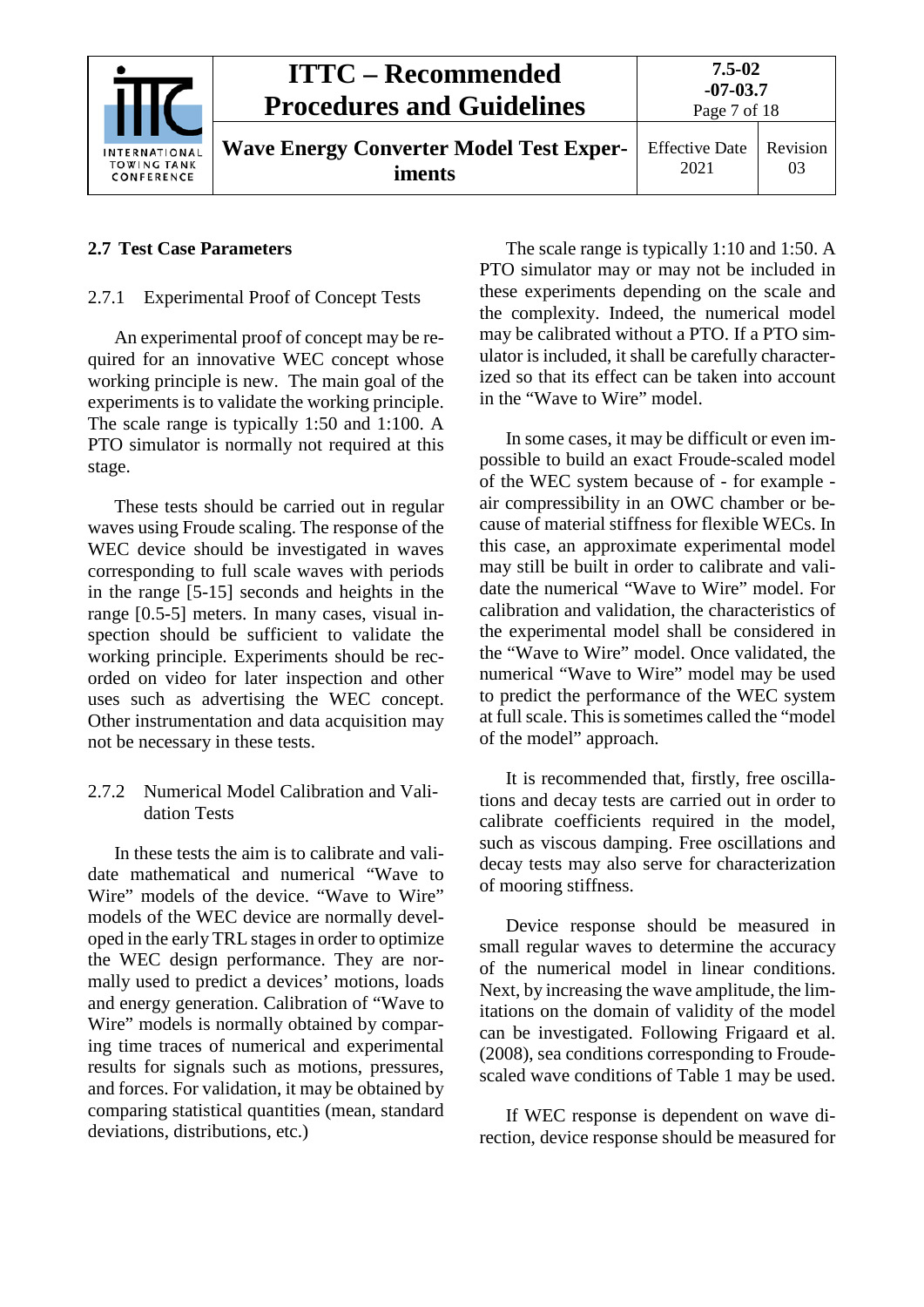## 2.7 Test Case Parameters

### 2.7.1 Experimental Proof of Concept Tests

An experimental proof of concept may be required for an innovative WEC concept whose working principle is new. The main goal of the experiments is to validate the working principle. The scale range is typically 1:50 and 1:100. A PTO simulator is normally not required at this stage.

These tests should be carried out in regular waves using Froude scaling. The response of the WEC device should be investigated in waves corresponding to full scale waves with periods in the range [5-15] seconds and heights in the range [0.5-5] meters. In many cases, visual inspection should be sufficient to validate the working principle. Experiments should be recorded on video for later inspection and other uses such as advertising the WEC concept. Other instrumentation and data acquisition may not be necessary in these tests.

### 2.7.2 Numerical Model Calibration and Validation Tests

In these tests the aim is to calibrate and validate mathematical and numerical "Wave to Wire" models of the device. "Wave to Wire" models of the WEC device are normally developed in the early TRL stages in order to optimize the WEC design performance. They are normally used to predict a devices' motions, loads and energy generation. Calibration of "Wave to Wire" models is normally obtained by comparing time traces of numerical and experimental results for signals such as motions, pressures, and forces. For validation, it may be obtained by comparing statistical quantities (mean, standard deviations, distributions, etc.)

The scale range is typically 1:10 and 1:50. A PTO simulator may or may not be included in these experiments depending on the scale and the complexity. Indeed, the numerical model may be calibrated without a PTO. If a PTO simulator is included, it shall be carefully characterized so that its effect can be taken into account in the "Wave to Wire" model.

In some cases, it may be difficult or even impossible to build an exact Froude-scaled model of the WEC system because of - for example - air compressibility in an OWC chamber or because of material stiffness for flexible WECs. In this case, an approximate experimental model may still be built in order to calibrate and validate the numerical "Wave to Wire" model. For calibration and validation, the characteristics of the experimental model shall be considered in the "Wave to Wire" model. Once validated, the numerical "Wave to Wire" model may be used to predict the performance of the WEC system at full scale. This is sometimes called the "model of the model" approach.

It is recommended that, firstly, free oscillations and decay tests are carried out in order to calibrate coefficients required in the model, such as viscous damping. Free oscillations and decay tests may also serve for characterization of mooring stiffness.

Device response should be measured in small regular waves to determine the accuracy of the numerical model in linear conditions. Next, by increasing the wave amplitude, the limitations on the domain of validity of the model can be investigated. Following Frigaard et al. (2008), sea conditions corresponding to Froude-scaled wave conditions of Table 1 may be used.

If WEC response is dependent on wave direction, device response should be measured for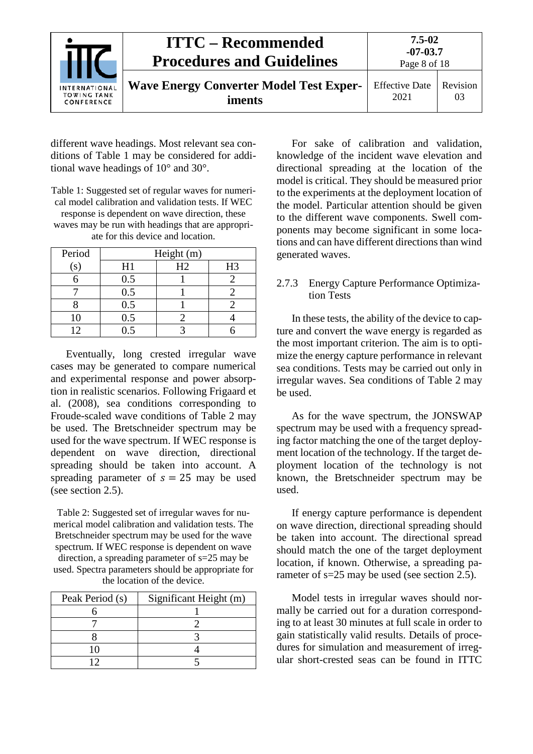different wave headings. Most relevant sea conditions of Table 1 may be considered for additional wave headings of 10° and 30°.

Table 1: Suggested set of regular waves for numerical model calibration and validation tests. If WEC response is dependent on wave direction, these waves may be run with headings that are appropriate for this device and location.

| Period | Height (m) | | |
|---|---|---|---|
| (s) | H1 | H2 | H3 |
| 6 | 0.5 | 1 | 2 |
| 7 | 0.5 | 1 | 2 |
| 8 | 0.5 | 1 | 2 |
| 10 | 0.5 | 2 | 4 |
| 12 | 0.5 | 3 | 6 |

Eventually, long crested irregular wave cases may be generated to compare numerical and experimental response and power absorption in realistic scenarios. Following Frigaard et al. (2008), sea conditions corresponding to Froude-scaled wave conditions of Table 2 may be used. The Bretschneider spectrum may be used for the wave spectrum. If WEC response is dependent on wave direction, directional spreading should be taken into account. A spreading parameter of $s = 25$ may be used (see section 2.5).

Table 2: Suggested set of irregular waves for numerical model calibration and validation tests. The Bretschneider spectrum may be used for the wave spectrum. If WEC response is dependent on wave direction, a spreading parameter of s=25 may be used. Spectra parameters should be appropriate for the location of the device.

| Peak Period (s) | Significant Height (m) |
|---|---|
| 6 | 1 |
| 7 | 2 |
| 8 | 3 |
| 10 | 4 |
| 12 | 5 |

For sake of calibration and validation, knowledge of the incident wave elevation and directional spreading at the location of the model is critical. They should be measured prior to the experiments at the deployment location of the model. Particular attention should be given to the different wave components. Swell components may become significant in some locations and can have different directions than wind generated waves.

### 2.7.3 Energy Capture Performance Optimization Tests

In these tests, the ability of the device to capture and convert the wave energy is regarded as the most important criterion. The aim is to optimize the energy capture performance in relevant sea conditions. Tests may be carried out only in irregular waves. Sea conditions of Table 2 may be used.

As for the wave spectrum, the JONSWAP spectrum may be used with a frequency spreading factor matching the one of the target deployment location of the technology. If the target deployment location of the technology is not known, the Bretschneider spectrum may be used.

If energy capture performance is dependent on wave direction, directional spreading should be taken into account. The directional spread should match the one of the target deployment location, if known. Otherwise, a spreading parameter of s=25 may be used (see section 2.5).

Model tests in irregular waves should normally be carried out for a duration corresponding to at least 30 minutes at full scale in order to gain statistically valid results. Details of procedures for simulation and measurement of irregular short-crested seas can be found in ITTC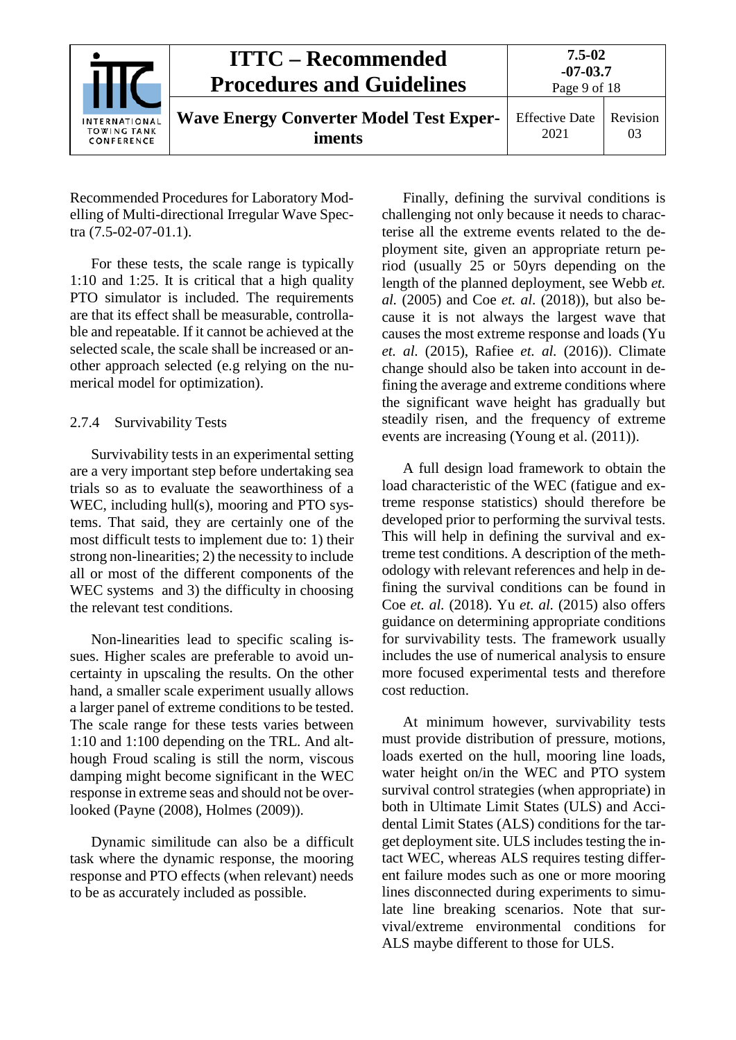Recommended Procedures for Laboratory Modelling of Multi-directional Irregular Wave Spectra (7.5-02-07-01.1).

For these tests, the scale range is typically 1:10 and 1:25. It is critical that a high quality PTO simulator is included. The requirements are that its effect shall be measurable, controllable and repeatable. If it cannot be achieved at the selected scale, the scale shall be increased or another approach selected (e.g relying on the numerical model for optimization).

### 2.7.4 Survivability Tests

Survivability tests in an experimental setting are a very important step before undertaking sea trials so as to evaluate the seaworthiness of a WEC, including hull(s), mooring and PTO systems. That said, they are certainly one of the most difficult tests to implement due to: 1) their strong non-linearities; 2) the necessity to include all or most of the different components of the WEC systems and 3) the difficulty in choosing the relevant test conditions.

Non-linearities lead to specific scaling issues. Higher scales are preferable to avoid uncertainty in upscaling the results. On the other hand, a smaller scale experiment usually allows a larger panel of extreme conditions to be tested. The scale range for these tests varies between 1:10 and 1:100 depending on the TRL. And although Froud scaling is still the norm, viscous damping might become significant in the WEC response in extreme seas and should not be overlooked (Payne (2008), Holmes (2009)).

Dynamic similitude can also be a difficult task where the dynamic response, the mooring response and PTO effects (when relevant) needs to be as accurately included as possible.

Finally, defining the survival conditions is challenging not only because it needs to characterise all the extreme events related to the deployment site, given an appropriate return period (usually 25 or 50yrs depending on the length of the planned deployment, see Webb *et. al.* (2005) and Coe *et. al.* (2018)), but also because it is not always the largest wave that causes the most extreme response and loads (Yu *et. al.* (2015), Rafiee *et. al.* (2016)). Climate change should also be taken into account in defining the average and extreme conditions where the significant wave height has gradually but steadily risen, and the frequency of extreme events are increasing (Young et al. (2011)).

A full design load framework to obtain the load characteristic of the WEC (fatigue and extreme response statistics) should therefore be developed prior to performing the survival tests. This will help in defining the survival and extreme test conditions. A description of the methodology with relevant references and help in defining the survival conditions can be found in Coe *et. al.* (2018). Yu *et. al.* (2015) also offers guidance on determining appropriate conditions for survivability tests. The framework usually includes the use of numerical analysis to ensure more focused experimental tests and therefore cost reduction.

At minimum however, survivability tests must provide distribution of pressure, motions, loads exerted on the hull, mooring line loads, water height on/in the WEC and PTO system survival control strategies (when appropriate) in both in Ultimate Limit States (ULS) and Accidental Limit States (ALS) conditions for the target deployment site. ULS includes testing the intact WEC, whereas ALS requires testing different failure modes such as one or more mooring lines disconnected during experiments to simulate line breaking scenarios. Note that survival/extreme environmental conditions for ALS maybe different to those for ULS.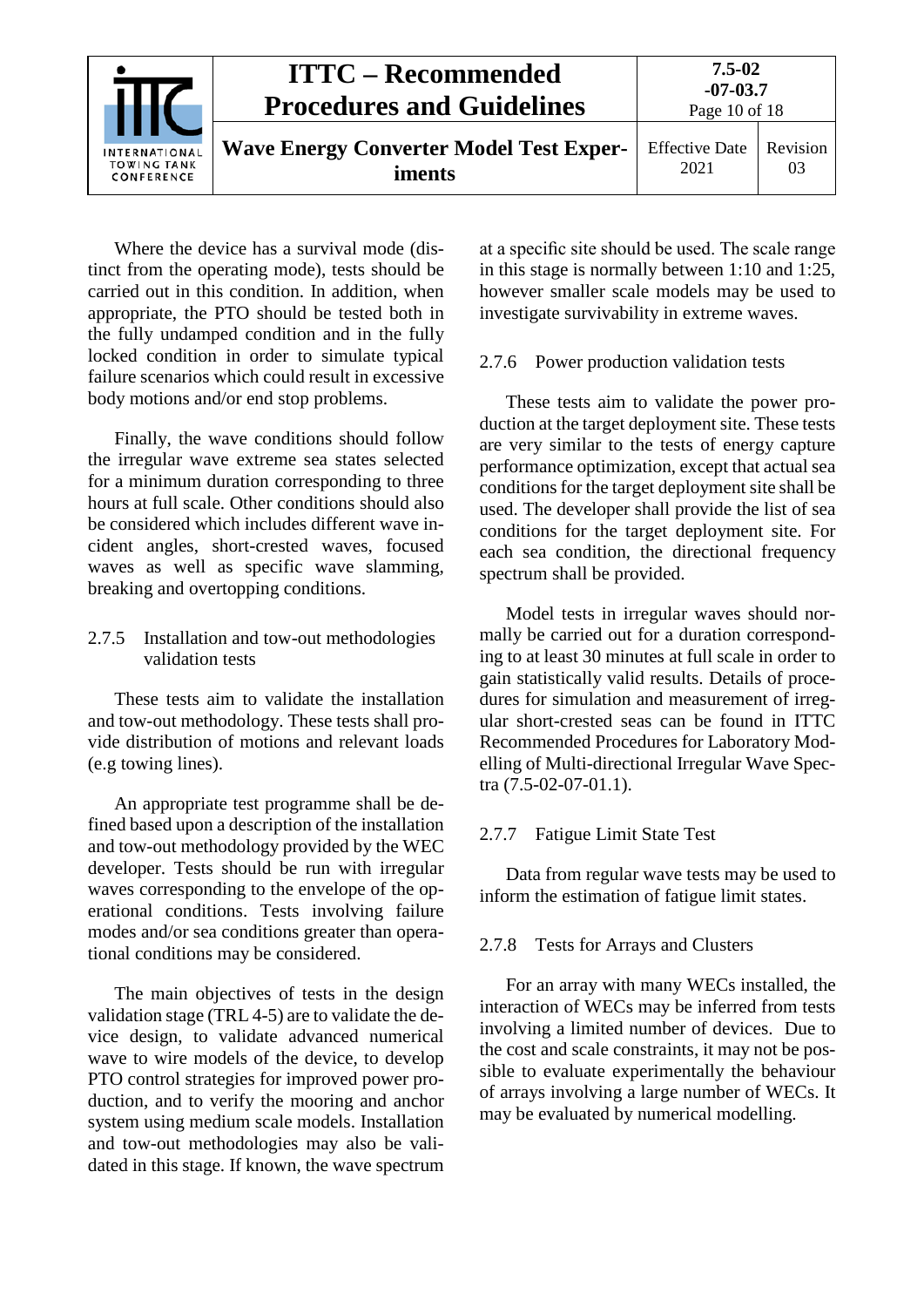Where the device has a survival mode (distinct from the operating mode), tests should be carried out in this condition. In addition, when appropriate, the PTO should be tested both in the fully undamped condition and in the fully locked condition in order to simulate typical failure scenarios which could result in excessive body motions and/or end stop problems.

Finally, the wave conditions should follow the irregular wave extreme sea states selected for a minimum duration corresponding to three hours at full scale. Other conditions should also be considered which includes different wave incident angles, short-crested waves, focused waves as well as specific wave slamming, breaking and overtopping conditions.

### 2.7.5 Installation and tow-out methodologies validation tests

These tests aim to validate the installation and tow-out methodology. These tests shall provide distribution of motions and relevant loads (e.g towing lines).

An appropriate test programme shall be defined based upon a description of the installation and tow-out methodology provided by the WEC developer. Tests should be run with irregular waves corresponding to the envelope of the operational conditions. Tests involving failure modes and/or sea conditions greater than operational conditions may be considered.

The main objectives of tests in the design validation stage (TRL 4-5) are to validate the device design, to validate advanced numerical wave to wire models of the device, to develop PTO control strategies for improved power production, and to verify the mooring and anchor system using medium scale models. Installation and tow-out methodologies may also be validated in this stage. If known, the wave spectrum at a specific site should be used. The scale range in this stage is normally between 1:10 and 1:25, however smaller scale models may be used to investigate survivability in extreme waves.

### 2.7.6 Power production validation tests

These tests aim to validate the power production at the target deployment site. These tests are very similar to the tests of energy capture performance optimization, except that actual sea conditions for the target deployment site shall be used. The developer shall provide the list of sea conditions for the target deployment site. For each sea condition, the directional frequency spectrum shall be provided.

Model tests in irregular waves should normally be carried out for a duration corresponding to at least 30 minutes at full scale in order to gain statistically valid results. Details of procedures for simulation and measurement of irregular short-crested seas can be found in ITTC Recommended Procedures for Laboratory Modelling of Multi-directional Irregular Wave Spectra (7.5-02-07-01.1).

### 2.7.7 Fatigue Limit State Test

Data from regular wave tests may be used to inform the estimation of fatigue limit states.

### 2.7.8 Tests for Arrays and Clusters

For an array with many WECs installed, the interaction of WECs may be inferred from tests involving a limited number of devices. Due to the cost and scale constraints, it may not be possible to evaluate experimentally the behaviour of arrays involving a large number of WECs. It may be evaluated by numerical modelling.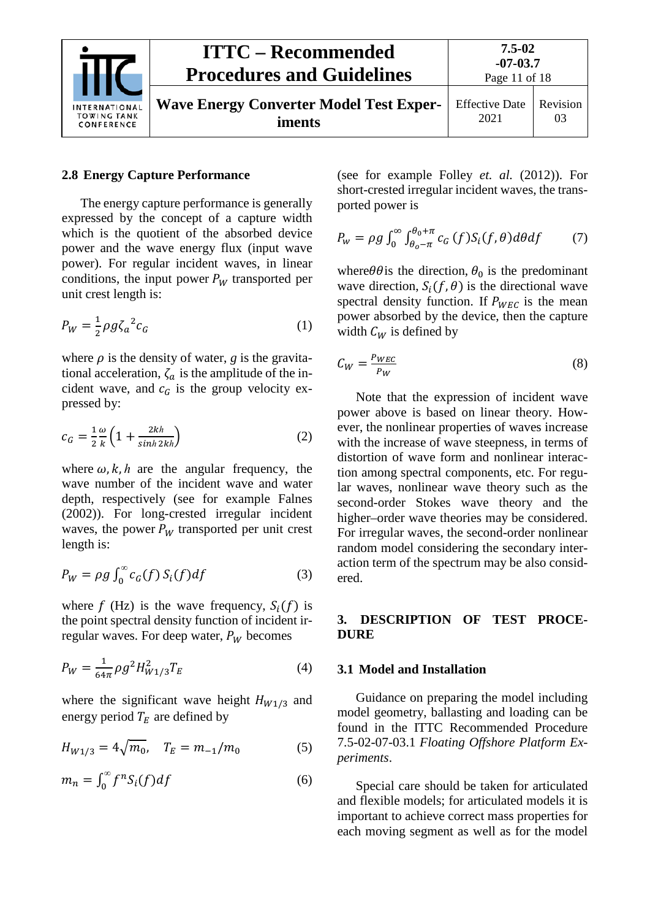### 2.8 Energy Capture Performance

The energy capture performance is generally expressed by the concept of a capture width which is the quotient of the absorbed device power and the wave energy flux (input wave power). For regular incident waves, in linear conditions, the input power $P_W$ transported per unit crest length is:

$$P_W = \frac{1}{2}\rho g {\zeta_a}^2 c_G \tag{1}$$

where $\rho$ is the density of water, $g$ is the gravitational acceleration, $\zeta_a$ is the amplitude of the incident wave, and $c_G$ is the group velocity expressed by:

$$c_G = \frac{1}{2}\frac{\omega}{k}\left(1 + \frac{2kh}{sinh\,2kh}\right) \tag{2}$$

where $\omega, k, h$ are the angular frequency, the wave number of the incident wave and water depth, respectively (see for example Falnes (2002)). For long-crested irregular incident waves, the power $P_W$ transported per unit crest length is:

$$P_W = \rho g \int_0^\infty c_G(f)\, S_i(f) df \tag{3}$$

where $f$ (Hz) is the wave frequency, $S_i(f)$ is the point spectral density function of incident irregular waves. For deep water, $P_W$ becomes

$$P_W = \frac{1}{64\pi}\rho g^2 H_{W1/3}^2 T_E \tag{4}$$

where the significant wave height $H_{W1/3}$ and energy period $T_E$ are defined by

$$H_{W1/3} = 4\sqrt{m_0}, \quad T_E = m_{-1}/m_0 \tag{5}$$

$$m_n = \int_0^\infty f^n S_i(f) df \tag{6}$$

(see for example Folley *et. al.* (2012)). For short-crested irregular incident waves, the transported power is

$$P_w = \rho g \int_0^\infty \int_{\theta_o-\pi}^{\theta_0+\pi} c_G\,(f) S_i(f,\theta) d\theta df \tag{7}$$

where$\theta\theta$is the direction, $\theta_0$ is the predominant wave direction, $S_i(f,\theta)$ is the directional wave spectral density function. If $P_{WEC}$ is the mean power absorbed by the device, then the capture width $C_W$ is defined by

$$C_W = \frac{P_{WEC}}{P_W} \tag{8}$$

Note that the expression of incident wave power above is based on linear theory. However, the nonlinear properties of waves increase with the increase of wave steepness, in terms of distortion of wave form and nonlinear interaction among spectral components, etc. For regular waves, nonlinear wave theory such as the second-order Stokes wave theory and the higher–order wave theories may be considered. For irregular waves, the second-order nonlinear random model considering the secondary interaction term of the spectrum may be also considered.

## 3. DESCRIPTION OF TEST PROCEDURE

### 3.1 Model and Installation

Guidance on preparing the model including model geometry, ballasting and loading can be found in the ITTC Recommended Procedure 7.5-02-07-03.1 *Floating Offshore Platform Experiments*.

Special care should be taken for articulated and flexible models; for articulated models it is important to achieve correct mass properties for each moving segment as well as for the model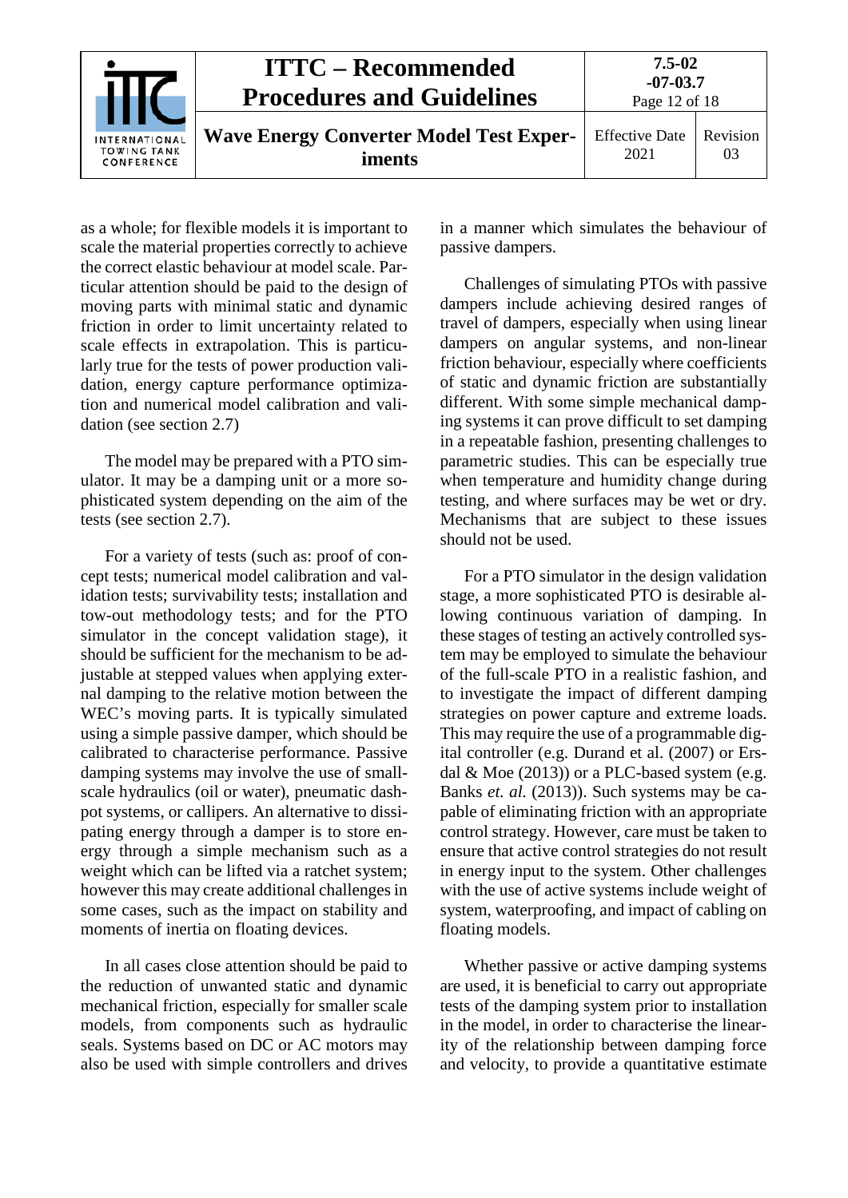as a whole; for flexible models it is important to scale the material properties correctly to achieve the correct elastic behaviour at model scale. Particular attention should be paid to the design of moving parts with minimal static and dynamic friction in order to limit uncertainty related to scale effects in extrapolation. This is particularly true for the tests of power production validation, energy capture performance optimization and numerical model calibration and validation (see section 2.7)

The model may be prepared with a PTO simulator. It may be a damping unit or a more sophisticated system depending on the aim of the tests (see section 2.7).

For a variety of tests (such as: proof of concept tests; numerical model calibration and validation tests; survivability tests; installation and tow-out methodology tests; and for the PTO simulator in the concept validation stage), it should be sufficient for the mechanism to be adjustable at stepped values when applying external damping to the relative motion between the WEC's moving parts. It is typically simulated using a simple passive damper, which should be calibrated to characterise performance. Passive damping systems may involve the use of small-scale hydraulics (oil or water), pneumatic dashpot systems, or callipers. An alternative to dissipating energy through a damper is to store energy through a simple mechanism such as a weight which can be lifted via a ratchet system; however this may create additional challenges in some cases, such as the impact on stability and moments of inertia on floating devices.

In all cases close attention should be paid to the reduction of unwanted static and dynamic mechanical friction, especially for smaller scale models, from components such as hydraulic seals. Systems based on DC or AC motors may also be used with simple controllers and drives in a manner which simulates the behaviour of passive dampers.

Challenges of simulating PTOs with passive dampers include achieving desired ranges of travel of dampers, especially when using linear dampers on angular systems, and non-linear friction behaviour, especially where coefficients of static and dynamic friction are substantially different. With some simple mechanical damping systems it can prove difficult to set damping in a repeatable fashion, presenting challenges to parametric studies. This can be especially true when temperature and humidity change during testing, and where surfaces may be wet or dry. Mechanisms that are subject to these issues should not be used.

For a PTO simulator in the design validation stage, a more sophisticated PTO is desirable allowing continuous variation of damping. In these stages of testing an actively controlled system may be employed to simulate the behaviour of the full-scale PTO in a realistic fashion, and to investigate the impact of different damping strategies on power capture and extreme loads. This may require the use of a programmable digital controller (e.g. Durand et al. (2007) or Ersdal & Moe (2013)) or a PLC-based system (e.g. Banks *et. al.* (2013)). Such systems may be capable of eliminating friction with an appropriate control strategy. However, care must be taken to ensure that active control strategies do not result in energy input to the system. Other challenges with the use of active systems include weight of system, waterproofing, and impact of cabling on floating models.

Whether passive or active damping systems are used, it is beneficial to carry out appropriate tests of the damping system prior to installation in the model, in order to characterise the linearity of the relationship between damping force and velocity, to provide a quantitative estimate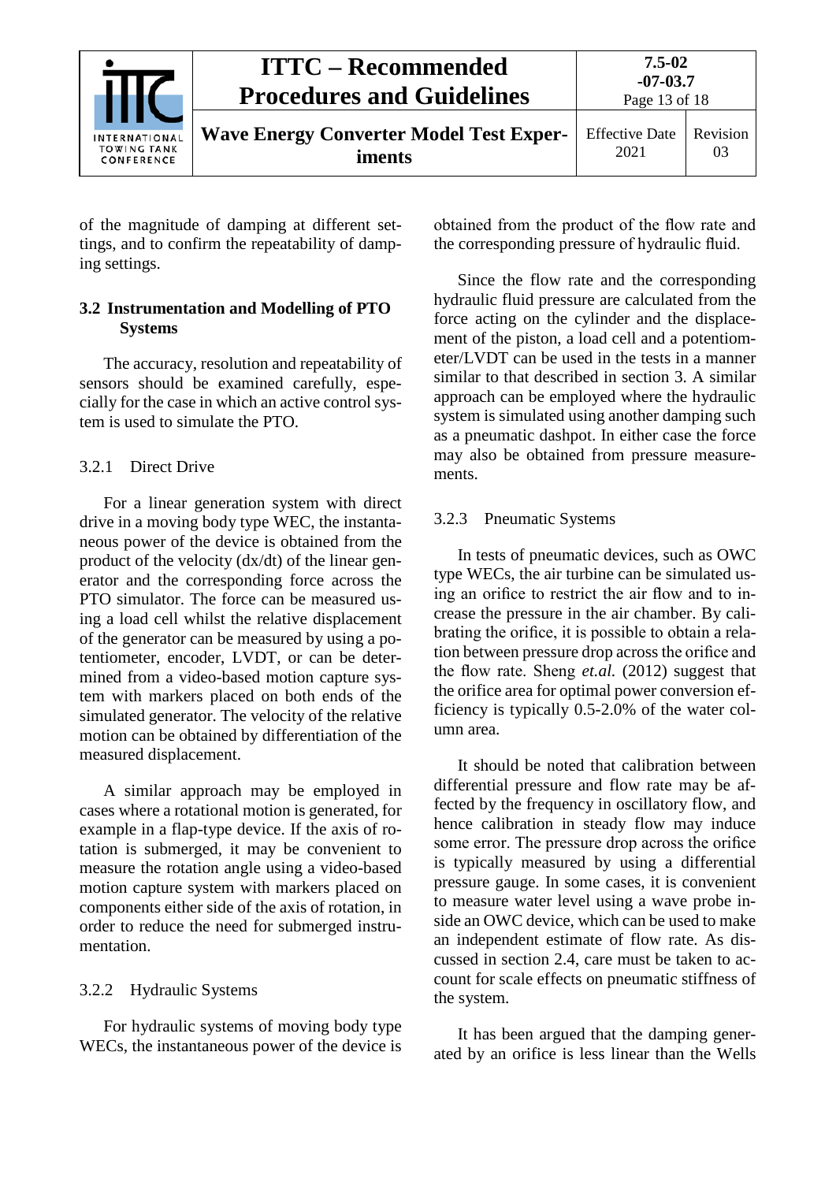of the magnitude of damping at different settings, and to confirm the repeatability of damping settings.

## 3.2 Instrumentation and Modelling of PTO Systems

The accuracy, resolution and repeatability of sensors should be examined carefully, especially for the case in which an active control system is used to simulate the PTO.

### 3.2.1 Direct Drive

For a linear generation system with direct drive in a moving body type WEC, the instantaneous power of the device is obtained from the product of the velocity (dx/dt) of the linear generator and the corresponding force across the PTO simulator. The force can be measured using a load cell whilst the relative displacement of the generator can be measured by using a potentiometer, encoder, LVDT, or can be determined from a video-based motion capture system with markers placed on both ends of the simulated generator. The velocity of the relative motion can be obtained by differentiation of the measured displacement.

A similar approach may be employed in cases where a rotational motion is generated, for example in a flap-type device. If the axis of rotation is submerged, it may be convenient to measure the rotation angle using a video-based motion capture system with markers placed on components either side of the axis of rotation, in order to reduce the need for submerged instrumentation.

### 3.2.2 Hydraulic Systems

For hydraulic systems of moving body type WECs, the instantaneous power of the device is obtained from the product of the flow rate and the corresponding pressure of hydraulic fluid.

Since the flow rate and the corresponding hydraulic fluid pressure are calculated from the force acting on the cylinder and the displacement of the piston, a load cell and a potentiometer/LVDT can be used in the tests in a manner similar to that described in section 3. A similar approach can be employed where the hydraulic system is simulated using another damping such as a pneumatic dashpot. In either case the force may also be obtained from pressure measurements.

### 3.2.3 Pneumatic Systems

In tests of pneumatic devices, such as OWC type WECs, the air turbine can be simulated using an orifice to restrict the air flow and to increase the pressure in the air chamber. By calibrating the orifice, it is possible to obtain a relation between pressure drop across the orifice and the flow rate. Sheng *et.al.* (2012) suggest that the orifice area for optimal power conversion efficiency is typically 0.5-2.0% of the water column area.

It should be noted that calibration between differential pressure and flow rate may be affected by the frequency in oscillatory flow, and hence calibration in steady flow may induce some error. The pressure drop across the orifice is typically measured by using a differential pressure gauge. In some cases, it is convenient to measure water level using a wave probe inside an OWC device, which can be used to make an independent estimate of flow rate. As discussed in section 2.4, care must be taken to account for scale effects on pneumatic stiffness of the system.

It has been argued that the damping generated by an orifice is less linear than the Wells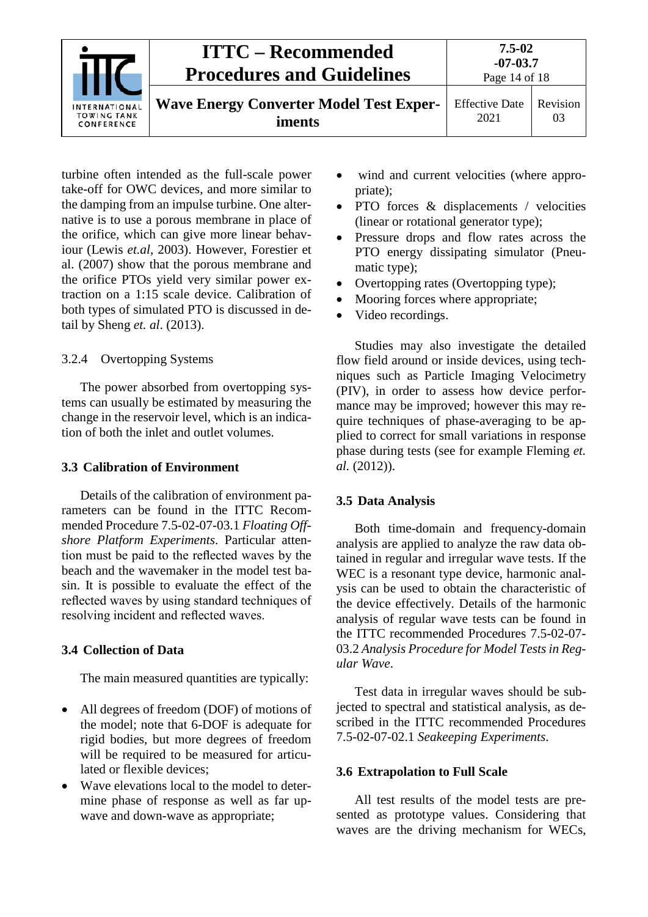turbine often intended as the full-scale power take-off for OWC devices, and more similar to the damping from an impulse turbine. One alternative is to use a porous membrane in place of the orifice, which can give more linear behaviour (Lewis *et.al*, 2003). However, Forestier et al. (2007) show that the porous membrane and the orifice PTOs yield very similar power extraction on a 1:15 scale device. Calibration of both types of simulated PTO is discussed in detail by Sheng *et. al*. (2013).

#### 3.2.4 Overtopping Systems

The power absorbed from overtopping systems can usually be estimated by measuring the change in the reservoir level, which is an indication of both the inlet and outlet volumes.

### 3.3 Calibration of Environment

Details of the calibration of environment parameters can be found in the ITTC Recommended Procedure 7.5-02-07-03.1 *Floating Offshore Platform Experiments*. Particular attention must be paid to the reflected waves by the beach and the wavemaker in the model test basin. It is possible to evaluate the effect of the reflected waves by using standard techniques of resolving incident and reflected waves.

### 3.4 Collection of Data

The main measured quantities are typically:

- All degrees of freedom (DOF) of motions of the model; note that 6-DOF is adequate for rigid bodies, but more degrees of freedom will be required to be measured for articulated or flexible devices;
- Wave elevations local to the model to determine phase of response as well as far up-wave and down-wave as appropriate;
- wind and current velocities (where appropriate);
- PTO forces & displacements / velocities (linear or rotational generator type);
- Pressure drops and flow rates across the PTO energy dissipating simulator (Pneumatic type);
- Overtopping rates (Overtopping type);
- Mooring forces where appropriate;
- Video recordings.

Studies may also investigate the detailed flow field around or inside devices, using techniques such as Particle Imaging Velocimetry (PIV), in order to assess how device performance may be improved; however this may require techniques of phase-averaging to be applied to correct for small variations in response phase during tests (see for example Fleming *et. al.* (2012)).

### 3.5 Data Analysis

Both time-domain and frequency-domain analysis are applied to analyze the raw data obtained in regular and irregular wave tests. If the WEC is a resonant type device, harmonic analysis can be used to obtain the characteristic of the device effectively. Details of the harmonic analysis of regular wave tests can be found in the ITTC recommended Procedures 7.5-02-07-03.2 *Analysis Procedure for Model Tests in Regular Wave*.

Test data in irregular waves should be subjected to spectral and statistical analysis, as described in the ITTC recommended Procedures 7.5-02-07-02.1 *Seakeeping Experiments*.

### 3.6 Extrapolation to Full Scale

All test results of the model tests are presented as prototype values. Considering that waves are the driving mechanism for WECs,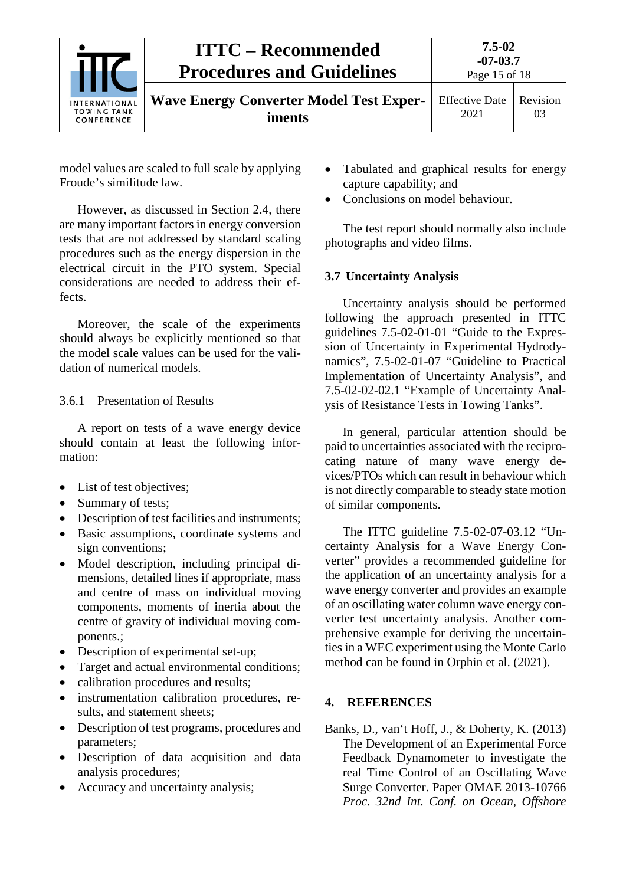model values are scaled to full scale by applying Froude's similitude law.

However, as discussed in Section 2.4, there are many important factors in energy conversion tests that are not addressed by standard scaling procedures such as the energy dispersion in the electrical circuit in the PTO system. Special considerations are needed to address their effects.

Moreover, the scale of the experiments should always be explicitly mentioned so that the model scale values can be used for the validation of numerical models.

#### 3.6.1 Presentation of Results

A report on tests of a wave energy device should contain at least the following information:

- List of test objectives;
- Summary of tests;
- Description of test facilities and instruments;
- Basic assumptions, coordinate systems and sign conventions;
- Model description, including principal dimensions, detailed lines if appropriate, mass and centre of mass on individual moving components, moments of inertia about the centre of gravity of individual moving components.;
- Description of experimental set-up;
- Target and actual environmental conditions;
- calibration procedures and results;
- instrumentation calibration procedures, results, and statement sheets;
- Description of test programs, procedures and parameters;
- Description of data acquisition and data analysis procedures;
- Accuracy and uncertainty analysis;
- Tabulated and graphical results for energy capture capability; and
- Conclusions on model behaviour.

The test report should normally also include photographs and video films.

### 3.7 Uncertainty Analysis

Uncertainty analysis should be performed following the approach presented in ITTC guidelines 7.5-02-01-01 "Guide to the Expression of Uncertainty in Experimental Hydrodynamics", 7.5-02-01-07 "Guideline to Practical Implementation of Uncertainty Analysis", and 7.5-02-02-02.1 "Example of Uncertainty Analysis of Resistance Tests in Towing Tanks".

In general, particular attention should be paid to uncertainties associated with the reciprocating nature of many wave energy devices/PTOs which can result in behaviour which is not directly comparable to steady state motion of similar components.

The ITTC guideline 7.5-02-07-03.12 "Uncertainty Analysis for a Wave Energy Converter" provides a recommended guideline for the application of an uncertainty analysis for a wave energy converter and provides an example of an oscillating water column wave energy converter test uncertainty analysis. Another comprehensive example for deriving the uncertainties in a WEC experiment using the Monte Carlo method can be found in Orphin et al. (2021).

## 4. REFERENCES

Banks, D., van't Hoff, J., & Doherty, K. (2013) The Development of an Experimental Force Feedback Dynamometer to investigate the real Time Control of an Oscillating Wave Surge Converter. Paper OMAE 2013-10766 *Proc. 32nd Int. Conf. on Ocean, Offshore*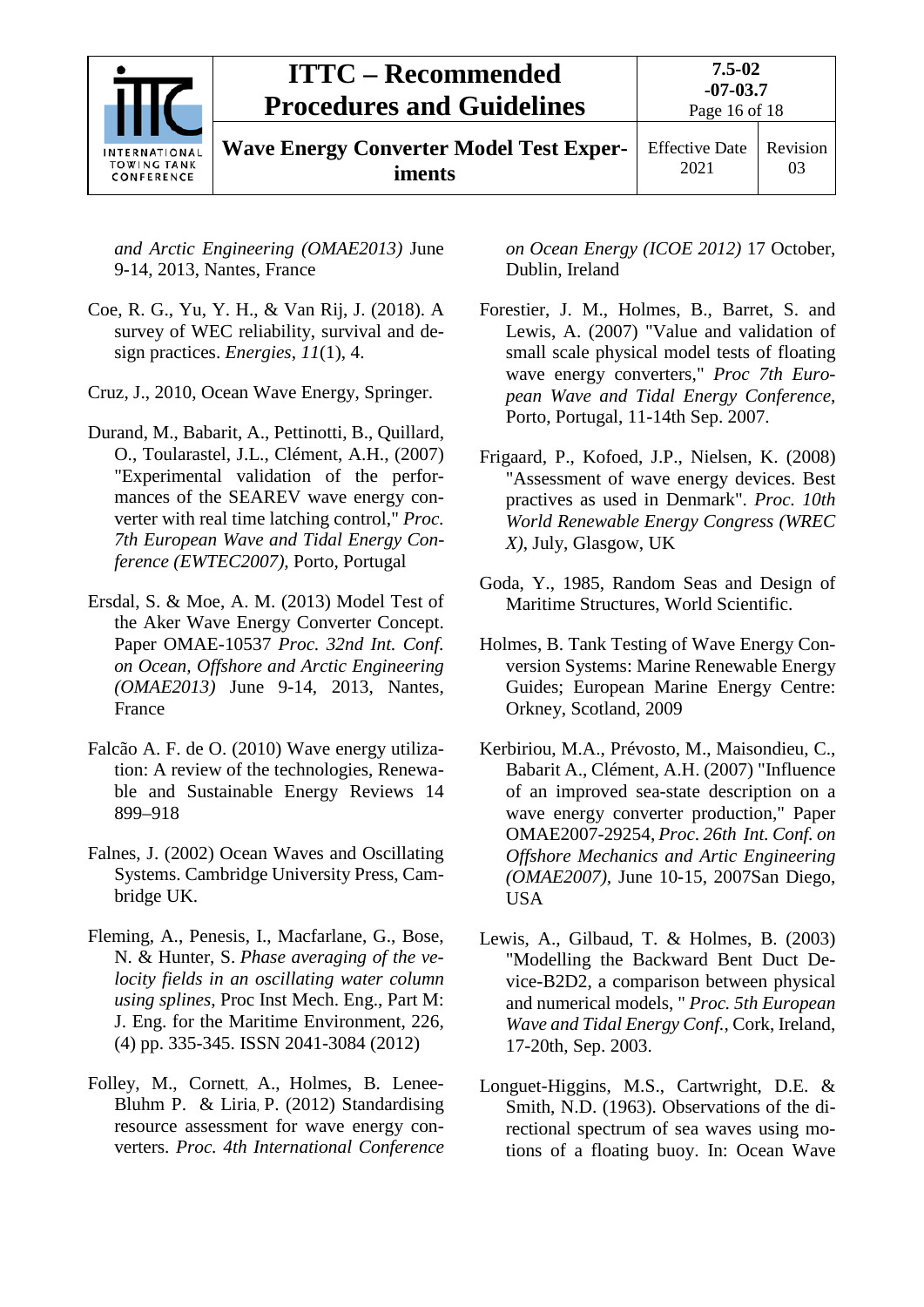*and Arctic Engineering (OMAE2013)* June 9-14, 2013, Nantes, France

Coe, R. G., Yu, Y. H., & Van Rij, J. (2018). A survey of WEC reliability, survival and design practices. *Energies*, *11*(1), 4.

Cruz, J., 2010, Ocean Wave Energy, Springer.

Durand, M., Babarit, A., Pettinotti, B., Quillard, O., Toularastel, J.L., Clément, A.H., (2007) "Experimental validation of the performances of the SEAREV wave energy converter with real time latching control," *Proc. 7th European Wave and Tidal Energy Conference (EWTEC2007),* Porto, Portugal

Ersdal, S. & Moe, A. M. (2013) Model Test of the Aker Wave Energy Converter Concept. Paper OMAE-10537 *Proc. 32nd Int. Conf. on Ocean, Offshore and Arctic Engineering (OMAE2013)* June 9-14, 2013, Nantes, France

Falcão A. F. de O. (2010) Wave energy utilization: A review of the technologies, Renewable and Sustainable Energy Reviews 14 899–918

Falnes, J. (2002) Ocean Waves and Oscillating Systems. Cambridge University Press, Cambridge UK.

Fleming, A., Penesis, I., Macfarlane, G., Bose, N. & Hunter, S. *Phase averaging of the velocity fields in an oscillating water column using splines*, Proc Inst Mech. Eng., Part M: J. Eng. for the Maritime Environment, 226, (4) pp. 335-345. ISSN 2041-3084 (2012)

Folley, M., Cornett, A., Holmes, B. Lenee-Bluhm P. & Liria, P. (2012) Standardising resource assessment for wave energy converters. *Proc. 4th International Conference on Ocean Energy (ICOE 2012)* 17 October, Dublin, Ireland

Forestier, J. M., Holmes, B., Barret, S. and Lewis, A. (2007) "Value and validation of small scale physical model tests of floating wave energy converters," *Proc 7th European Wave and Tidal Energy Conference*, Porto, Portugal, 11-14th Sep. 2007.

Frigaard, P., Kofoed, J.P., Nielsen, K. (2008) "Assessment of wave energy devices. Best practives as used in Denmark". *Proc. 10th World Renewable Energy Congress (WREC X)*, July, Glasgow, UK

Goda, Y., 1985, Random Seas and Design of Maritime Structures, World Scientific.

Holmes, B. Tank Testing of Wave Energy Conversion Systems: Marine Renewable Energy Guides; European Marine Energy Centre: Orkney, Scotland, 2009

Kerbiriou, M.A., Prévosto, M., Maisondieu, C., Babarit A., Clément, A.H. (2007) "Influence of an improved sea-state description on a wave energy converter production," Paper OMAE2007-29254, *Proc. 26th Int. Conf. on Offshore Mechanics and Artic Engineering (OMAE2007),* June 10-15, 2007San Diego, USA

Lewis, A., Gilbaud, T. & Holmes, B. (2003) "Modelling the Backward Bent Duct Device-B2D2, a comparison between physical and numerical models, " *Proc. 5th European Wave and Tidal Energy Conf.*, Cork, Ireland, 17-20th, Sep. 2003.

Longuet-Higgins, M.S., Cartwright, D.E. & Smith, N.D. (1963). Observations of the directional spectrum of sea waves using motions of a floating buoy. In: Ocean Wave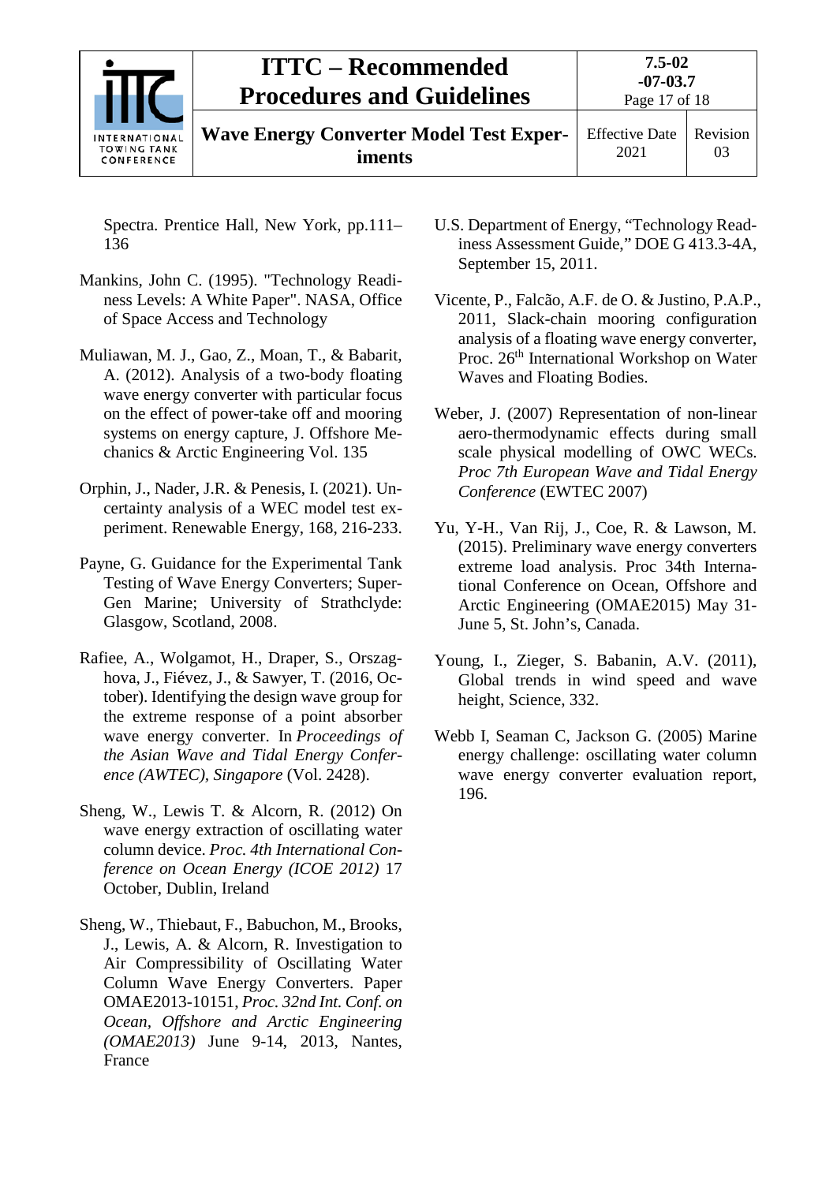Spectra. Prentice Hall, New York, pp.111–136

Mankins, John C. (1995). "Technology Readiness Levels: A White Paper". NASA, Office of Space Access and Technology

Muliawan, M. J., Gao, Z., Moan, T., & Babarit, A. (2012). Analysis of a two-body floating wave energy converter with particular focus on the effect of power-take off and mooring systems on energy capture, J. Offshore Mechanics & Arctic Engineering Vol. 135

Orphin, J., Nader, J.R. & Penesis, I. (2021). Uncertainty analysis of a WEC model test experiment. Renewable Energy, 168, 216-233.

Payne, G. Guidance for the Experimental Tank Testing of Wave Energy Converters; Super-Gen Marine; University of Strathclyde: Glasgow, Scotland, 2008.

Rafiee, A., Wolgamot, H., Draper, S., Orszaghova, J., Fiévez, J., & Sawyer, T. (2016, October). Identifying the design wave group for the extreme response of a point absorber wave energy converter. In *Proceedings of the Asian Wave and Tidal Energy Conference (AWTEC), Singapore* (Vol. 2428).

Sheng, W., Lewis T. & Alcorn, R. (2012) On wave energy extraction of oscillating water column device. *Proc. 4th International Conference on Ocean Energy (ICOE 2012)* 17 October, Dublin, Ireland

Sheng, W., Thiebaut, F., Babuchon, M., Brooks, J., Lewis, A. & Alcorn, R. Investigation to Air Compressibility of Oscillating Water Column Wave Energy Converters. Paper OMAE2013-10151, *Proc. 32nd Int. Conf. on Ocean, Offshore and Arctic Engineering (OMAE2013)* June 9-14, 2013, Nantes, France

U.S. Department of Energy, "Technology Readiness Assessment Guide," DOE G 413.3-4A, September 15, 2011.

Vicente, P., Falcão, A.F. de O. & Justino, P.A.P., 2011, Slack-chain mooring configuration analysis of a floating wave energy converter, Proc. 26th International Workshop on Water Waves and Floating Bodies.

Weber, J. (2007) Representation of non-linear aero-thermodynamic effects during small scale physical modelling of OWC WECs. *Proc 7th European Wave and Tidal Energy Conference* (EWTEC 2007)

Yu, Y-H., Van Rij, J., Coe, R. & Lawson, M. (2015). Preliminary wave energy converters extreme load analysis. Proc 34th International Conference on Ocean, Offshore and Arctic Engineering (OMAE2015) May 31-June 5, St. John's, Canada.

Young, I., Zieger, S. Babanin, A.V. (2011), Global trends in wind speed and wave height, Science, 332.

Webb I, Seaman C, Jackson G. (2005) Marine energy challenge: oscillating water column wave energy converter evaluation report, 196.